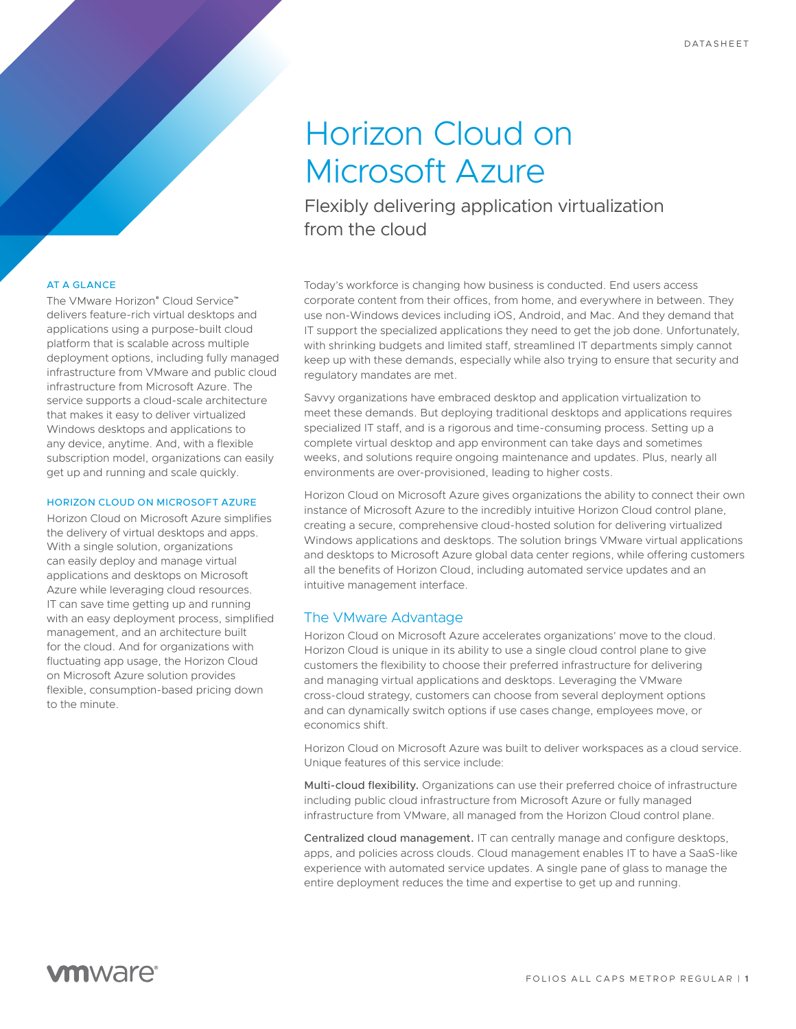DATASHEET

# Horizon Cloud on Microsoft Azure

## Flexibly delivering application virtualization from the cloud

### AT A GLANCE

The VMware Horizon® Cloud Service™ delivers feature-rich virtual desktops and applications using a purpose-built cloud platform that is scalable across multiple deployment options, including fully managed infrastructure from VMware and public cloud infrastructure from Microsoft Azure. The service supports a cloud-scale architecture that makes it easy to deliver virtualized Windows desktops and applications to any device, anytime. And, with a flexible subscription model, organizations can easily get up and running and scale quickly.

### HORIZON CLOUD ON MICROSOFT AZURE

Horizon Cloud on Microsoft Azure simplifies the delivery of virtual desktops and apps. With a single solution, organizations can easily deploy and manage virtual applications and desktops on Microsoft Azure while leveraging cloud resources. IT can save time getting up and running with an easy deployment process, simplified management, and an architecture built for the cloud. And for organizations with fluctuating app usage, the Horizon Cloud on Microsoft Azure solution provides flexible, consumption-based pricing down to the minute.

Today's workforce is changing how business is conducted. End users access corporate content from their offices, from home, and everywhere in between. They use non-Windows devices including iOS, Android, and Mac. And they demand that IT support the specialized applications they need to get the job done. Unfortunately, with shrinking budgets and limited staff, streamlined IT departments simply cannot keep up with these demands, especially while also trying to ensure that security and regulatory mandates are met.

Savvy organizations have embraced desktop and application virtualization to meet these demands. But deploying traditional desktops and applications requires specialized IT staff, and is a rigorous and time-consuming process. Setting up a complete virtual desktop and app environment can take days and sometimes weeks, and solutions require ongoing maintenance and updates. Plus, nearly all environments are over-provisioned, leading to higher costs.

Horizon Cloud on Microsoft Azure gives organizations the ability to connect their own instance of Microsoft Azure to the incredibly intuitive Horizon Cloud control plane, creating a secure, comprehensive cloud-hosted solution for delivering virtualized Windows applications and desktops. The solution brings VMware virtual applications and desktops to Microsoft Azure global data center regions, while offering customers all the benefits of Horizon Cloud, including automated service updates and an intuitive management interface.

## The VMware Advantage

Horizon Cloud on Microsoft Azure accelerates organizations' move to the cloud. Horizon Cloud is unique in its ability to use a single cloud control plane to give customers the flexibility to choose their preferred infrastructure for delivering and managing virtual applications and desktops. Leveraging the VMware cross-cloud strategy, customers can choose from several deployment options and can dynamically switch options if use cases change, employees move, or economics shift.

Horizon Cloud on Microsoft Azure was built to deliver workspaces as a cloud service. Unique features of this service include:

**Multi-cloud flexibility.** Organizations can use their preferred choice of infrastructure including public cloud infrastructure from Microsoft Azure or fully managed infrastructure from VMware, all managed from the Horizon Cloud control plane.

**Centralized cloud management.** IT can centrally manage and configure desktops, apps, and policies across clouds. Cloud management enables IT to have a SaaS-like experience with automated service updates. A single pane of glass to manage the entire deployment reduces the time and expertise to get up and running.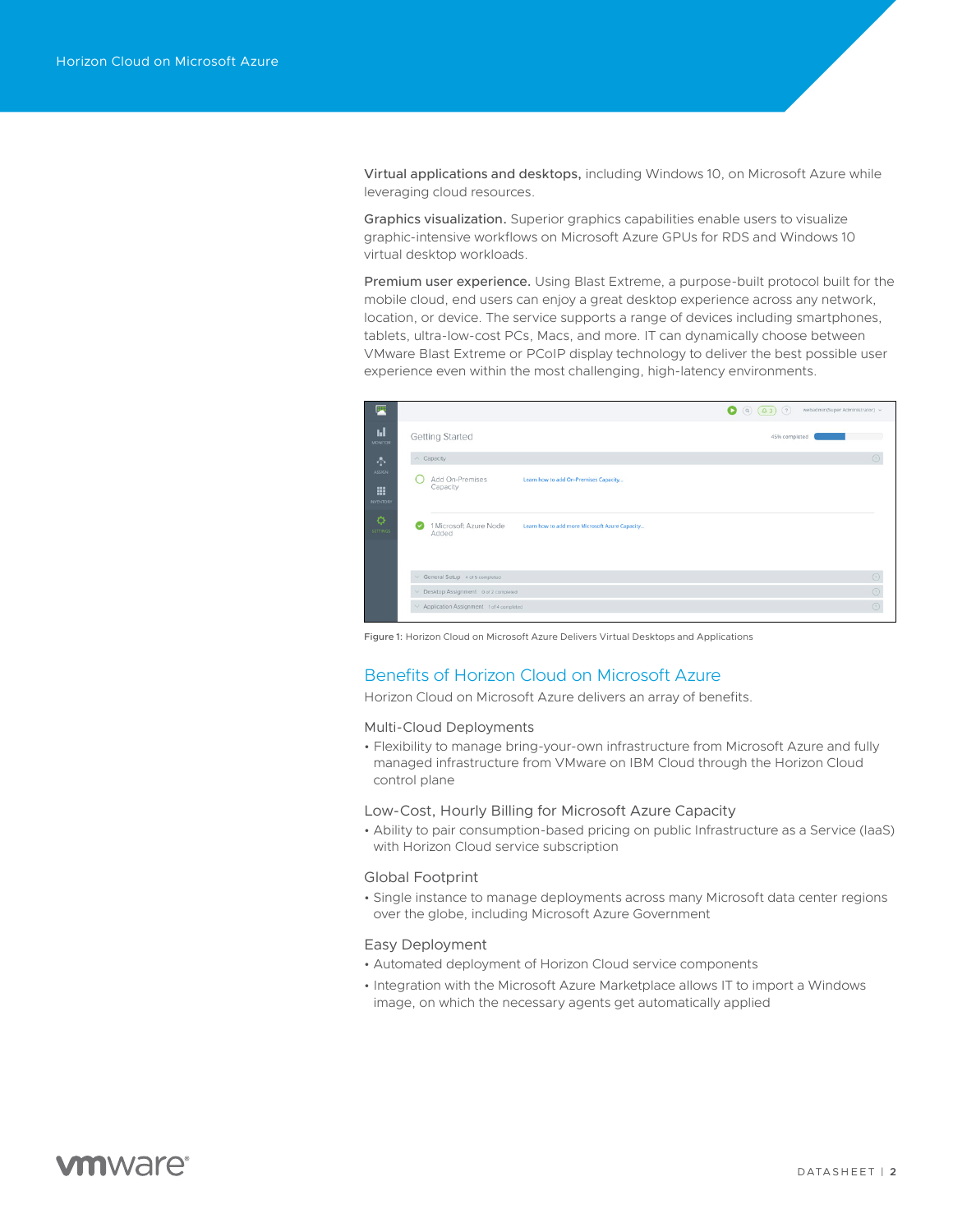**Virtual applications and desktops,** including Windows 10, on Microsoft Azure while leveraging cloud resources.

**Graphics visualization.** Superior graphics capabilities enable users to visualize graphic-intensive workflows on Microsoft Azure GPUs for RDS and Windows 10 virtual desktop workloads.

**Premium user experience.** Using Blast Extreme, a purpose-built protocol built for the mobile cloud, end users can enjoy a great desktop experience across any network, location, or device. The service supports a range of devices including smartphones, tablets, ultra-low-cost PCs, Macs, and more. IT can dynamically choose between VMware Blast Extreme or PCoIP display technology to deliver the best possible user experience even within the most challenging, high-latency environments.

**Figure 1:** Horizon Cloud on Microsoft Azure Delivers Virtual Desktops and Applications

## Benefits of Horizon Cloud on Microsoft Azure

Horizon Cloud on Microsoft Azure delivers an array of benefits.

### Multi-Cloud Deployments

- Flexibility to manage bring-your-own infrastructure from Microsoft Azure and fully managed infrastructure from VMware on IBM Cloud through the Horizon Cloud control plane

### Low-Cost, Hourly Billing for Microsoft Azure Capacity

- Ability to pair consumption-based pricing on public Infrastructure as a Service (IaaS) with Horizon Cloud service subscription

### Global Footprint

- Single instance to manage deployments across many Microsoft data center regions over the globe, including Microsoft Azure Government

### Easy Deployment

- Automated deployment of Horizon Cloud service components
- Integration with the Microsoft Azure Marketplace allows IT to import a Windows image, on which the necessary agents get automatically applied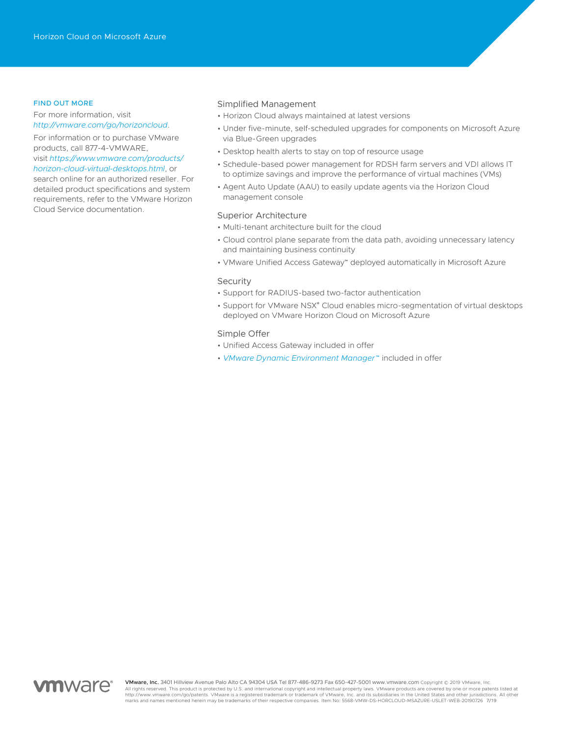### FIND OUT MORE

For more information, visit *http://vmware.com/go/horizoncloud*.

For information or to purchase VMware products, call 877-4-VMWARE, visit *https://www.vmware.com/products/horizon-cloud-virtual-desktops.html*, or search online for an authorized reseller. For detailed product specifications and system requirements, refer to the VMware Horizon Cloud Service documentation.

### Simplified Management

- Horizon Cloud always maintained at latest versions
- Under five-minute, self-scheduled upgrades for components on Microsoft Azure via Blue-Green upgrades
- Desktop health alerts to stay on top of resource usage
- Schedule-based power management for RDSH farm servers and VDI allows IT to optimize savings and improve the performance of virtual machines (VMs)
- Agent Auto Update (AAU) to easily update agents via the Horizon Cloud management console

### Superior Architecture

- Multi-tenant architecture built for the cloud
- Cloud control plane separate from the data path, avoiding unnecessary latency and maintaining business continuity
- VMware Unified Access Gateway™ deployed automatically in Microsoft Azure

### Security

- Support for RADIUS-based two-factor authentication
- Support for VMware NSX® Cloud enables micro-segmentation of virtual desktops deployed on VMware Horizon Cloud on Microsoft Azure

### Simple Offer

- Unified Access Gateway included in offer
- *VMware Dynamic Environment Manager™* included in offer

**VMware, Inc.** 3401 Hillview Avenue Palo Alto CA 94304 USA Tel 877-486-9273 Fax 650-427-5001 www.vmware.com Copyright © 2019 VMware, Inc. All rights reserved. This product is protected by U.S. and international copyright and intellectual property laws. VMware products are covered by one or more patents listed at http://www.vmware.com/go/patents. VMware is a registered trademark or trademark of VMware, Inc. and its subsidiaries in the United States and other jurisdictions. All other marks and names mentioned herein may be trademarks of their respective companies. Item No: 5568-VMW-DS-HORCLOUD-MSAZURE-USLET-WEB-20190726 7/19